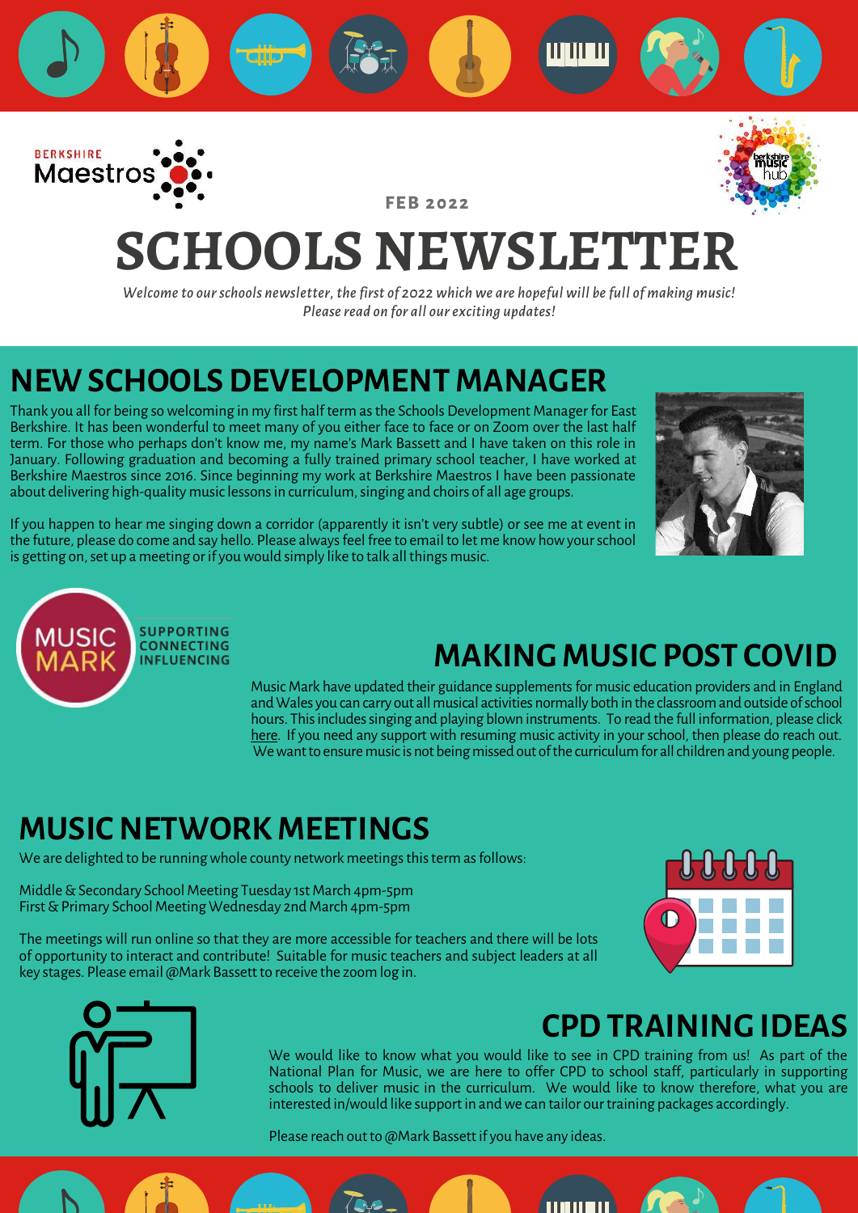BERKSHIRE Maestros

FEB 2022

# SCHOOLS NEWSLETTER

*Welcome to our schools newsletter, the first of 2022 which we are hopeful will be full of making music! Please read on for all our exciting updates!*

## NEW SCHOOLS DEVELOPMENT MANAGER

Thank you all for being so welcoming in my first half term as the Schools Development Manager for East Berkshire. It has been wonderful to meet many of you either face to face or on Zoom over the last half term. For those who perhaps don't know me, my name's Mark Bassett and I have taken on this role in January. Following graduation and becoming a fully trained primary school teacher, I have worked at Berkshire Maestros since 2016. Since beginning my work at Berkshire Maestros I have been passionate about delivering high-quality music lessons in curriculum, singing and choirs of all age groups.

If you happen to hear me singing down a corridor (apparently it isn't very subtle) or see me at event in the future, please do come and say hello. Please always feel free to email to let me know how your school is getting on, set up a meeting or if you would simply like to talk all things music.

MUSIC MARK SUPPORTING CONNECTING INFLUENCING

## MAKING MUSIC POST COVID

Music Mark have updated their guidance supplements for music education providers and in England and Wales you can carry out all musical activities normally both in the classroom and outside of school hours. This includes singing and playing blown instruments. To read the full information, please click here. If you need any support with resuming music activity in your school, then please do reach out. We want to ensure music is not being missed out of the curriculum for all children and young people.

## MUSIC NETWORK MEETINGS

We are delighted to be running whole county network meetings this term as follows:

Middle & Secondary School Meeting Tuesday 1st March 4pm-5pm
First & Primary School Meeting Wednesday 2nd March 4pm-5pm

The meetings will run online so that they are more accessible for teachers and there will be lots of opportunity to interact and contribute! Suitable for music teachers and subject leaders at all key stages. Please email @Mark Bassett to receive the zoom log in.

## CPD TRAINING IDEAS

We would like to know what you would like to see in CPD training from us! As part of the National Plan for Music, we are here to offer CPD to school staff, particularly in supporting schools to deliver music in the curriculum. We would like to know therefore, what you are interested in/would like support in and we can tailor our training packages accordingly.

Please reach out to @Mark Bassett if you have any ideas.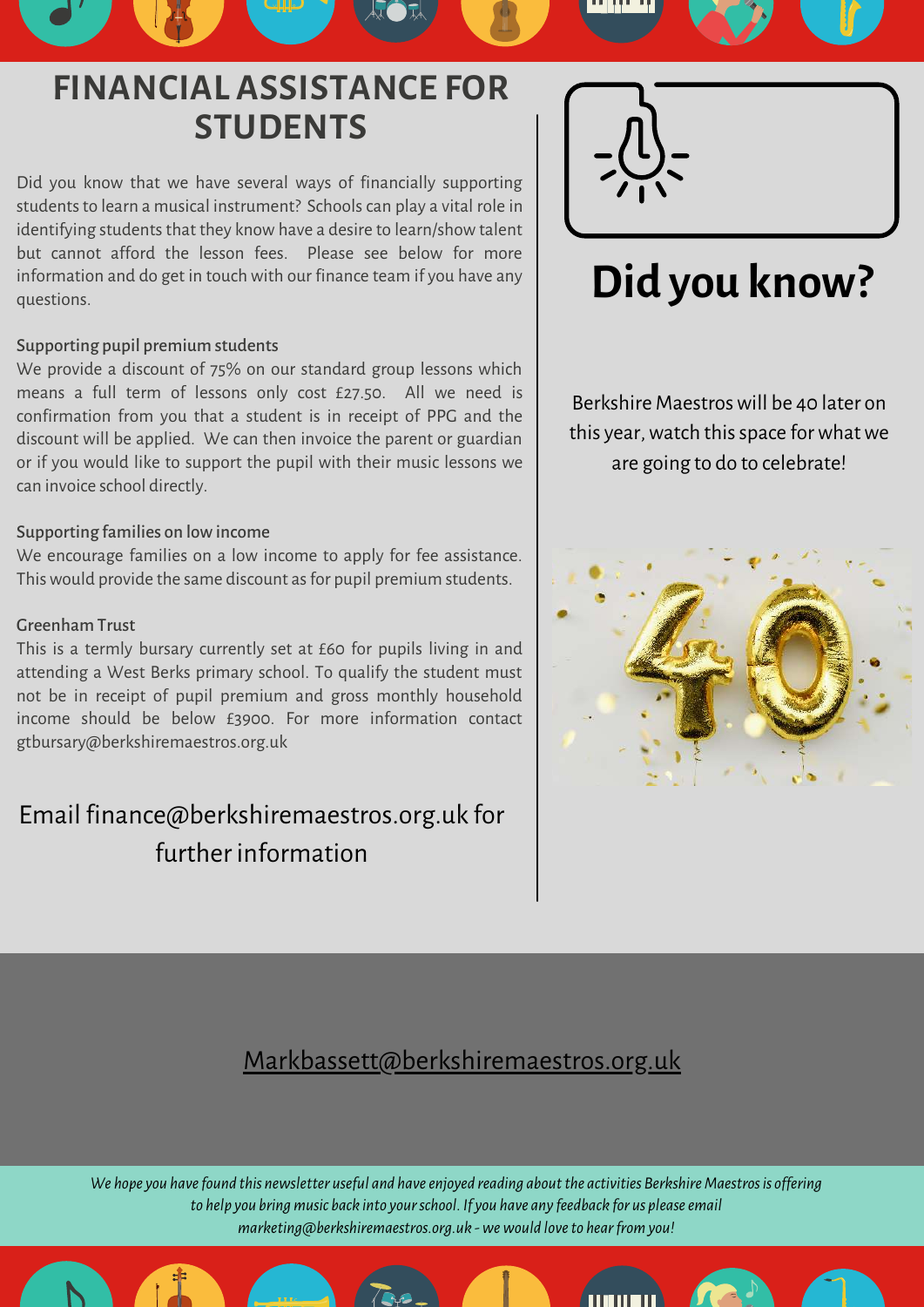# FINANCIAL ASSISTANCE FOR STUDENTS

Did you know that we have several ways of financially supporting students to learn a musical instrument? Schools can play a vital role in identifying students that they know have a desire to learn/show talent but cannot afford the lesson fees. Please see below for more information and do get in touch with our finance team if you have any questions.

### Supporting pupil premium students

We provide a discount of 75% on our standard group lessons which means a full term of lessons only cost £27.50. All we need is confirmation from you that a student is in receipt of PPG and the discount will be applied. We can then invoice the parent or guardian or if you would like to support the pupil with their music lessons we can invoice school directly.

### Supporting families on low income

We encourage families on a low income to apply for fee assistance. This would provide the same discount as for pupil premium students.

### Greenham Trust

This is a termly bursary currently set at £60 for pupils living in and attending a West Berks primary school. To qualify the student must not be in receipt of pupil premium and gross monthly household income should be below £3900. For more information contact gtbursary@berkshiremaestros.org.uk

Email finance@berkshiremaestros.org.uk for further information

# Did you know?

Berkshire Maestros will be 40 later on this year, watch this space for what we are going to do to celebrate!

Markbassett@berkshiremaestros.org.uk

*We hope you have found this newsletter useful and have enjoyed reading about the activities Berkshire Maestros is offering to help you bring music back into your school. If you have any feedback for us please email marketing@berkshiremaestros.org.uk - we would love to hear from you!*